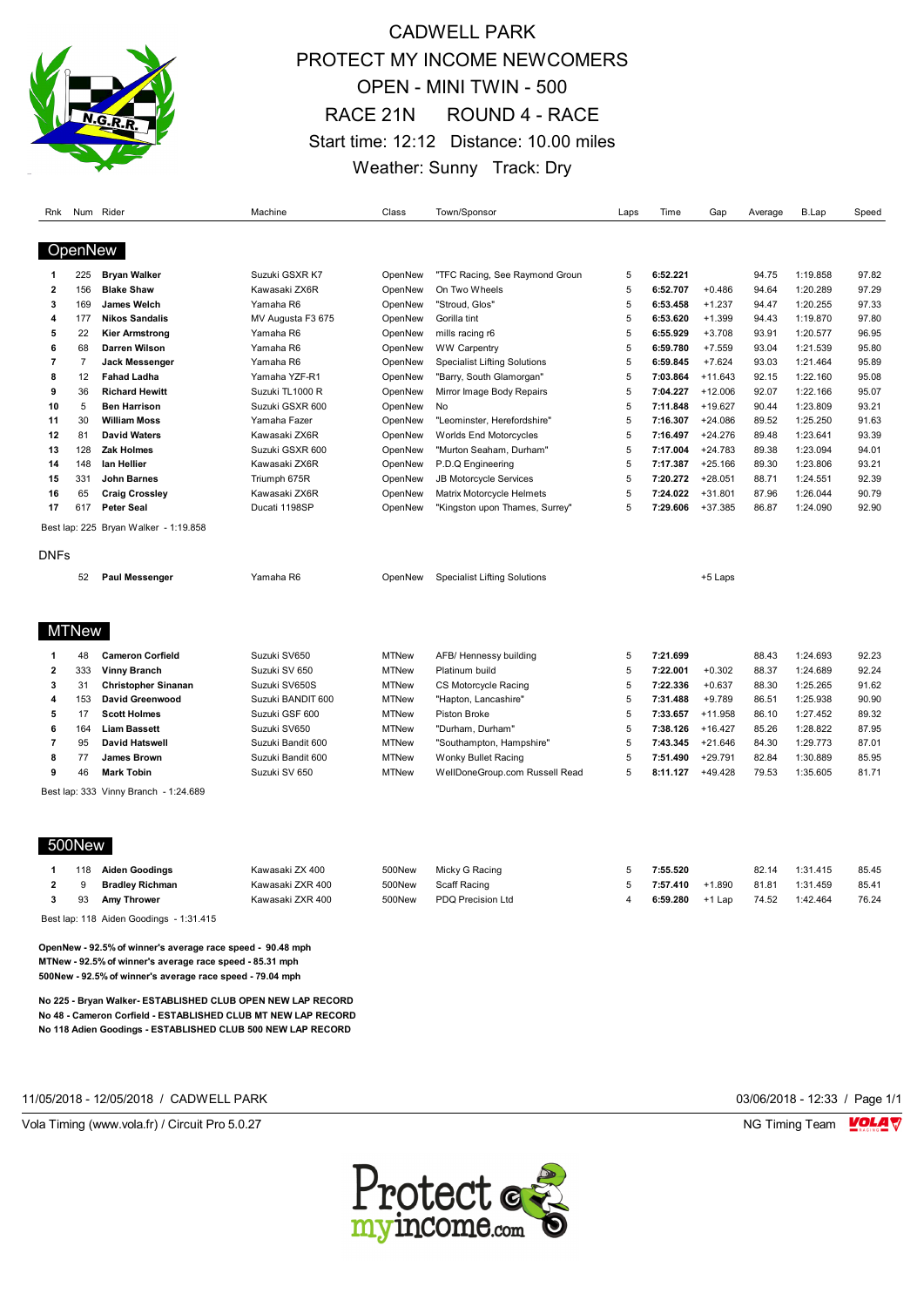# CADWELL PARK

## PROTECT MY INCOME NEWCOMERS

## OPEN - MINI TWIN - 500

## RACE 21N ROUND 4 - RACE

Start time: 12:12 Distance: 10.00 miles

Weather: Sunny Track: Dry

### OpenNew

| Rnk | Num | Rider | Machine | Class | Town/Sponsor | Laps | Time | Gap | Average | B.Lap | Speed |
|---|---|---|---|---|---|---|---|---|---|---|---|
| 1 | 225 | **Bryan Walker** | Suzuki GSXR K7 | OpenNew | "TFC Racing, See Raymond Groun | 5 | **6:52.221** | | 94.75 | 1:19.858 | 97.82 |
| 2 | 156 | **Blake Shaw** | Kawasaki ZX6R | OpenNew | On Two Wheels | 5 | **6:52.707** | +0.486 | 94.64 | 1:20.289 | 97.29 |
| 3 | 169 | **James Welch** | Yamaha R6 | OpenNew | "Stroud, Glos" | 5 | **6:53.458** | +1.237 | 94.47 | 1:20.255 | 97.33 |
| 4 | 177 | **Nikos Sandalis** | MV Augusta F3 675 | OpenNew | Gorilla tint | 5 | **6:53.620** | +1.399 | 94.43 | 1:19.870 | 97.80 |
| 5 | 22 | **Kier Armstrong** | Yamaha R6 | OpenNew | mills racing r6 | 5 | **6:55.929** | +3.708 | 93.91 | 1:20.577 | 96.95 |
| 6 | 68 | **Darren Wilson** | Yamaha R6 | OpenNew | WW Carpentry | 5 | **6:59.780** | +7.559 | 93.04 | 1:21.539 | 95.80 |
| 7 | 7 | **Jack Messenger** | Yamaha R6 | OpenNew | Specialist Lifting Solutions | 5 | **6:59.845** | +7.624 | 93.03 | 1:21.464 | 95.89 |
| 8 | 12 | **Fahad Ladha** | Yamaha YZF-R1 | OpenNew | "Barry, South Glamorgan" | 5 | **7:03.864** | +11.643 | 92.15 | 1:22.160 | 95.08 |
| 9 | 36 | **Richard Hewitt** | Suzuki TL1000 R | OpenNew | Mirror Image Body Repairs | 5 | **7:04.227** | +12.006 | 92.07 | 1:22.166 | 95.07 |
| 10 | 5 | **Ben Harrison** | Suzuki GSXR 600 | OpenNew | No | 5 | **7:11.848** | +19.627 | 90.44 | 1:23.809 | 93.21 |
| 11 | 30 | **William Moss** | Yamaha Fazer | OpenNew | "Leominster, Herefordshire" | 5 | **7:16.307** | +24.086 | 89.52 | 1:25.250 | 91.63 |
| 12 | 81 | **David Waters** | Kawasaki ZX6R | OpenNew | Worlds End Motorcycles | 5 | **7:16.497** | +24.276 | 89.48 | 1:23.641 | 93.39 |
| 13 | 128 | **Zak Holmes** | Suzuki GSXR 600 | OpenNew | "Murton Seaham, Durham" | 5 | **7:17.004** | +24.783 | 89.38 | 1:23.094 | 94.01 |
| 14 | 148 | **Ian Hellier** | Kawasaki ZX6R | OpenNew | P.D.Q Engineering | 5 | **7:17.387** | +25.166 | 89.30 | 1:23.806 | 93.21 |
| 15 | 331 | **John Barnes** | Triumph 675R | OpenNew | JB Motorcycle Services | 5 | **7:20.272** | +28.051 | 88.71 | 1:24.551 | 92.39 |
| 16 | 65 | **Craig Crossley** | Kawasaki ZX6R | OpenNew | Matrix Motorcycle Helmets | 5 | **7:24.022** | +31.801 | 87.96 | 1:26.044 | 90.79 |
| 17 | 617 | **Peter Seal** | Ducati 1198SP | OpenNew | "Kingston upon Thames, Surrey" | 5 | **7:29.606** | +37.385 | 86.87 | 1:24.090 | 92.90 |

Best lap: 225 Bryan Walker - 1:19.858

DNFs

| Rnk | Num | Rider | Machine | Class | Town/Sponsor | Laps | Time | Gap | Average | B.Lap | Speed |
|---|---|---|---|---|---|---|---|---|---|---|---|
| | 52 | **Paul Messenger** | Yamaha R6 | OpenNew | Specialist Lifting Solutions | | | +5 Laps | | | |

### MTNew

| Rnk | Num | Rider | Machine | Class | Town/Sponsor | Laps | Time | Gap | Average | B.Lap | Speed |
|---|---|---|---|---|---|---|---|---|---|---|---|
| 1 | 48 | **Cameron Corfield** | Suzuki SV650 | MTNew | AFB/ Hennessy building | 5 | **7:21.699** | | 88.43 | 1:24.693 | 92.23 |
| 2 | 333 | **Vinny Branch** | Suzuki SV 650 | MTNew | Platinum build | 5 | **7:22.001** | +0.302 | 88.37 | 1:24.689 | 92.24 |
| 3 | 31 | **Christopher Sinanan** | Suzuki SV650S | MTNew | CS Motorcycle Racing | 5 | **7:22.336** | +0.637 | 88.30 | 1:25.265 | 91.62 |
| 4 | 153 | **David Greenwood** | Suzuki BANDIT 600 | MTNew | "Hapton, Lancashire" | 5 | **7:31.488** | +9.789 | 86.51 | 1:25.938 | 90.90 |
| 5 | 17 | **Scott Holmes** | Suzuki GSF 600 | MTNew | Piston Broke | 5 | **7:33.657** | +11.958 | 86.10 | 1:27.452 | 89.32 |
| 6 | 164 | **Liam Bassett** | Suzuki SV650 | MTNew | "Durham, Durham" | 5 | **7:38.126** | +16.427 | 85.26 | 1:28.822 | 87.95 |
| 7 | 95 | **David Hatswell** | Suzuki Bandit 600 | MTNew | "Southampton, Hampshire" | 5 | **7:43.345** | +21.646 | 84.30 | 1:29.773 | 87.01 |
| 8 | 77 | **James Brown** | Suzuki Bandit 600 | MTNew | Wonky Bullet Racing | 5 | **7:51.490** | +29.791 | 82.84 | 1:30.889 | 85.95 |
| 9 | 46 | **Mark Tobin** | Suzuki SV 650 | MTNew | WellDoneGroup.com Russell Read | 5 | **8:11.127** | +49.428 | 79.53 | 1:35.605 | 81.71 |

Best lap: 333 Vinny Branch - 1:24.689

### 500New

| Rnk | Num | Rider | Machine | Class | Town/Sponsor | Laps | Time | Gap | Average | B.Lap | Speed |
|---|---|---|---|---|---|---|---|---|---|---|---|
| 1 | 118 | **Aiden Goodings** | Kawasaki ZX 400 | 500New | Micky G Racing | 5 | **7:55.520** | | 82.14 | 1:31.415 | 85.45 |
| 2 | 9 | **Bradley Richman** | Kawasaki ZXR 400 | 500New | Scaff Racing | 5 | **7:57.410** | +1.890 | 81.81 | 1:31.459 | 85.41 |
| 3 | 93 | **Amy Thrower** | Kawasaki ZXR 400 | 500New | PDQ Precision Ltd | 4 | **6:59.280** | +1 Lap | 74.52 | 1:42.464 | 76.24 |

Best lap: 118 Aiden Goodings - 1:31.415

**OpenNew - 92.5% of winner's average race speed - 90.48 mph**
**MTNew - 92.5% of winner's average race speed - 85.31 mph**
**500New - 92.5% of winner's average race speed - 79.04 mph**

**No 225 - Bryan Walker- ESTABLISHED CLUB OPEN NEW LAP RECORD**
**No 48 - Cameron Corfield - ESTABLISHED CLUB MT NEW LAP RECORD**
**No 118 Adien Goodings - ESTABLISHED CLUB 500 NEW LAP RECORD**

11/05/2018 - 12/05/2018 / CADWELL PARK

03/06/2018 - 12:33

Vola Timing (www.vola.fr) / Circuit Pro 5.0.27

NG Timing Team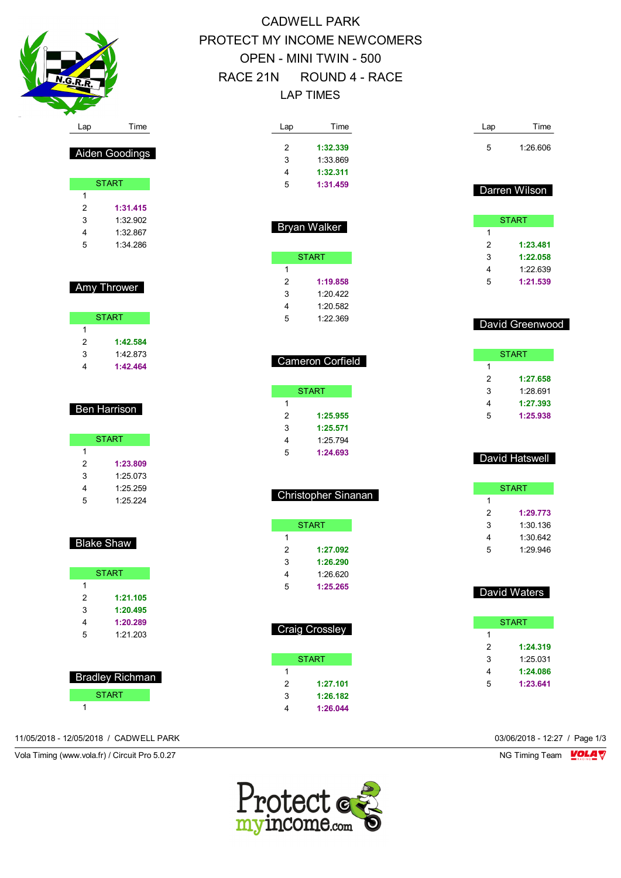# CADWELL PARK

## PROTECT MY INCOME NEWCOMERS

## OPEN - MINI TWIN - 500

## RACE 21N ROUND 4 - RACE

## LAP TIMES

### Aiden Goodings

| Lap | Time |
|---|---|
| START | |
| 1 | |
| 2 | **1:31.415** |
| 3 | 1:32.902 |
| 4 | 1:32.867 |
| 5 | 1:34.286 |

### Amy Thrower

| Lap | Time |
|---|---|
| START | |
| 1 | |
| 2 | **1:42.584** |
| 3 | 1:42.873 |
| 4 | **1:42.464** |

### Ben Harrison

| Lap | Time |
|---|---|
| START | |
| 1 | |
| 2 | **1:23.809** |
| 3 | 1:25.073 |
| 4 | 1:25.259 |
| 5 | 1:25.224 |

### Blake Shaw

| Lap | Time |
|---|---|
| START | |
| 1 | |
| 2 | **1:21.105** |
| 3 | **1:20.495** |
| 4 | **1:20.289** |
| 5 | 1:21.203 |

### Bradley Richman

| Lap | Time |
|---|---|
| START | |
| 1 | |
| 2 | **1:32.339** |
| 3 | 1:33.869 |
| 4 | **1:32.311** |
| 5 | **1:31.459** |

### Bryan Walker

| Lap | Time |
|---|---|
| START | |
| 1 | |
| 2 | **1:19.858** |
| 3 | 1:20.422 |
| 4 | 1:20.582 |
| 5 | 1:22.369 |

### Cameron Corfield

| Lap | Time |
|---|---|
| START | |
| 1 | |
| 2 | **1:25.955** |
| 3 | **1:25.571** |
| 4 | 1:25.794 |
| 5 | **1:24.693** |

### Christopher Sinanan

| Lap | Time |
|---|---|
| START | |
| 1 | |
| 2 | **1:27.092** |
| 3 | **1:26.290** |
| 4 | 1:26.620 |
| 5 | **1:25.265** |

### Craig Crossley

| Lap | Time |
|---|---|
| START | |
| 1 | |
| 2 | **1:27.101** |
| 3 | **1:26.182** |
| 4 | **1:26.044** |
| 5 | 1:26.606 |

### Darren Wilson

| Lap | Time |
|---|---|
| START | |
| 1 | |
| 2 | **1:23.481** |
| 3 | **1:22.058** |
| 4 | 1:22.639 |
| 5 | **1:21.539** |

### David Greenwood

| Lap | Time |
|---|---|
| START | |
| 1 | |
| 2 | **1:27.658** |
| 3 | 1:28.691 |
| 4 | **1:27.393** |
| 5 | **1:25.938** |

### David Hatswell

| Lap | Time |
|---|---|
| START | |
| 1 | |
| 2 | **1:29.773** |
| 3 | 1:30.136 |
| 4 | 1:30.642 |
| 5 | 1:29.946 |

### David Waters

| Lap | Time |
|---|---|
| START | |
| 1 | |
| 2 | **1:24.319** |
| 3 | 1:25.031 |
| 4 | **1:24.086** |
| 5 | **1:23.641** |

11/05/2018 - 12/05/2018 / CADWELL PARK

03/06/2018 - 12:27

Vola Timing (www.vola.fr) / Circuit Pro 5.0.27

NG Timing Team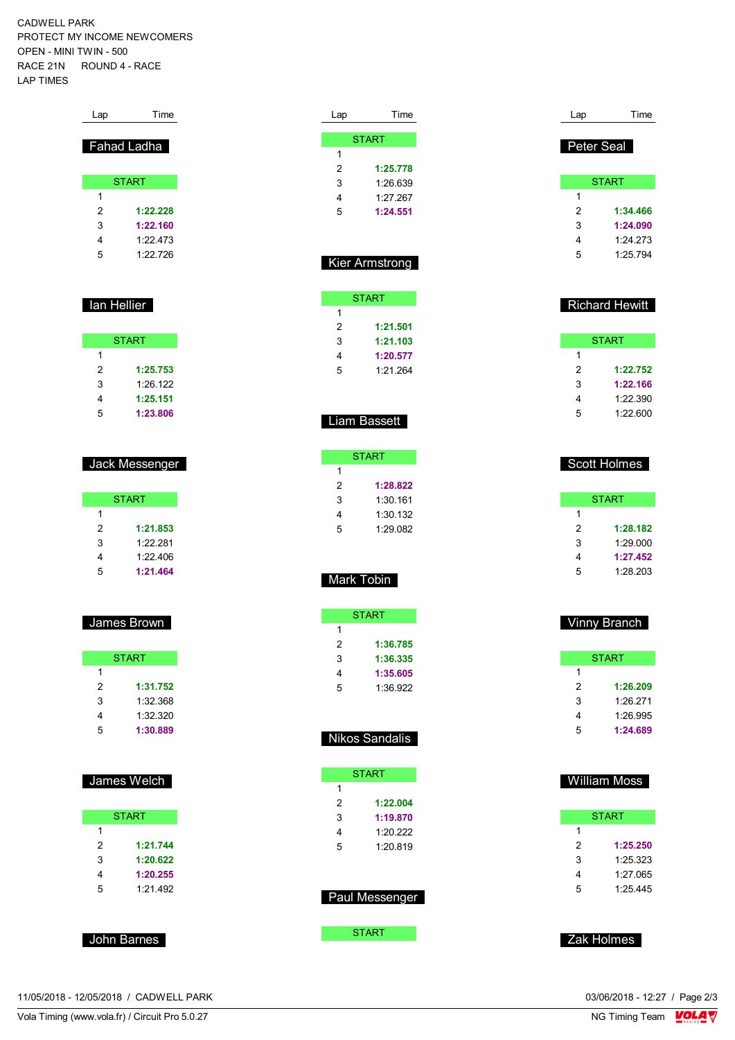CADWELL PARK
PROTECT MY INCOME NEWCOMERS
OPEN - MINI TWIN - 500
RACE 21N ROUND 4 - RACE
LAP TIMES

### (continued)

| Lap | Time |
|---|---|
| START | |
| 1 | |
| 2 | 1:25.778 |
| 3 | 1:26.639 |
| 4 | 1:27.267 |
| 5 | 1:24.551 |

### Fahad Ladha

| Lap | Time |
|---|---|
| START | |
| 1 | |
| 2 | 1:22.228 |
| 3 | 1:22.160 |
| 4 | 1:22.473 |
| 5 | 1:22.726 |

### Ian Hellier

| Lap | Time |
|---|---|
| START | |
| 1 | |
| 2 | 1:25.753 |
| 3 | 1:26.122 |
| 4 | 1:25.151 |
| 5 | 1:23.806 |

### Jack Messenger

| Lap | Time |
|---|---|
| START | |
| 1 | |
| 2 | 1:21.853 |
| 3 | 1:22.281 |
| 4 | 1:22.406 |
| 5 | 1:21.464 |

### James Brown

| Lap | Time |
|---|---|
| START | |
| 1 | |
| 2 | 1:31.752 |
| 3 | 1:32.368 |
| 4 | 1:32.320 |
| 5 | 1:30.889 |

### James Welch

| Lap | Time |
|---|---|
| START | |
| 1 | |
| 2 | 1:21.744 |
| 3 | 1:20.622 |
| 4 | 1:20.255 |
| 5 | 1:21.492 |

### John Barnes

### Kier Armstrong

| Lap | Time |
|---|---|
| START | |
| 1 | |
| 2 | 1:21.501 |
| 3 | 1:21.103 |
| 4 | 1:20.577 |
| 5 | 1:21.264 |

### Liam Bassett

| Lap | Time |
|---|---|
| START | |
| 1 | |
| 2 | 1:28.822 |
| 3 | 1:30.161 |
| 4 | 1:30.132 |
| 5 | 1:29.082 |

### Mark Tobin

| Lap | Time |
|---|---|
| START | |
| 1 | |
| 2 | 1:36.785 |
| 3 | 1:36.335 |
| 4 | 1:35.605 |
| 5 | 1:36.922 |

### Nikos Sandalis

| Lap | Time |
|---|---|
| START | |
| 1 | |
| 2 | 1:22.004 |
| 3 | 1:19.870 |
| 4 | 1:20.222 |
| 5 | 1:20.819 |

### Paul Messenger

| Lap | Time |
|---|---|
| START | |

### Peter Seal

| Lap | Time |
|---|---|
| START | |
| 1 | |
| 2 | 1:34.466 |
| 3 | 1:24.090 |
| 4 | 1:24.273 |
| 5 | 1:25.794 |

### Richard Hewitt

| Lap | Time |
|---|---|
| START | |
| 1 | |
| 2 | 1:22.752 |
| 3 | 1:22.166 |
| 4 | 1:22.390 |
| 5 | 1:22.600 |

### Scott Holmes

| Lap | Time |
|---|---|
| START | |
| 1 | |
| 2 | 1:28.182 |
| 3 | 1:29.000 |
| 4 | 1:27.452 |
| 5 | 1:28.203 |

### Vinny Branch

| Lap | Time |
|---|---|
| START | |
| 1 | |
| 2 | 1:26.209 |
| 3 | 1:26.271 |
| 4 | 1:26.995 |
| 5 | 1:24.689 |

### William Moss

| Lap | Time |
|---|---|
| START | |
| 1 | |
| 2 | 1:25.250 |
| 3 | 1:25.323 |
| 4 | 1:27.065 |
| 5 | 1:25.445 |

### Zak Holmes

11/05/2018 - 12/05/2018 / CADWELL PARK
Vola Timing (www.vola.fr) / Circuit Pro 5.0.27

03/06/2018 - 12:27 / Page 2/3
NG Timing Team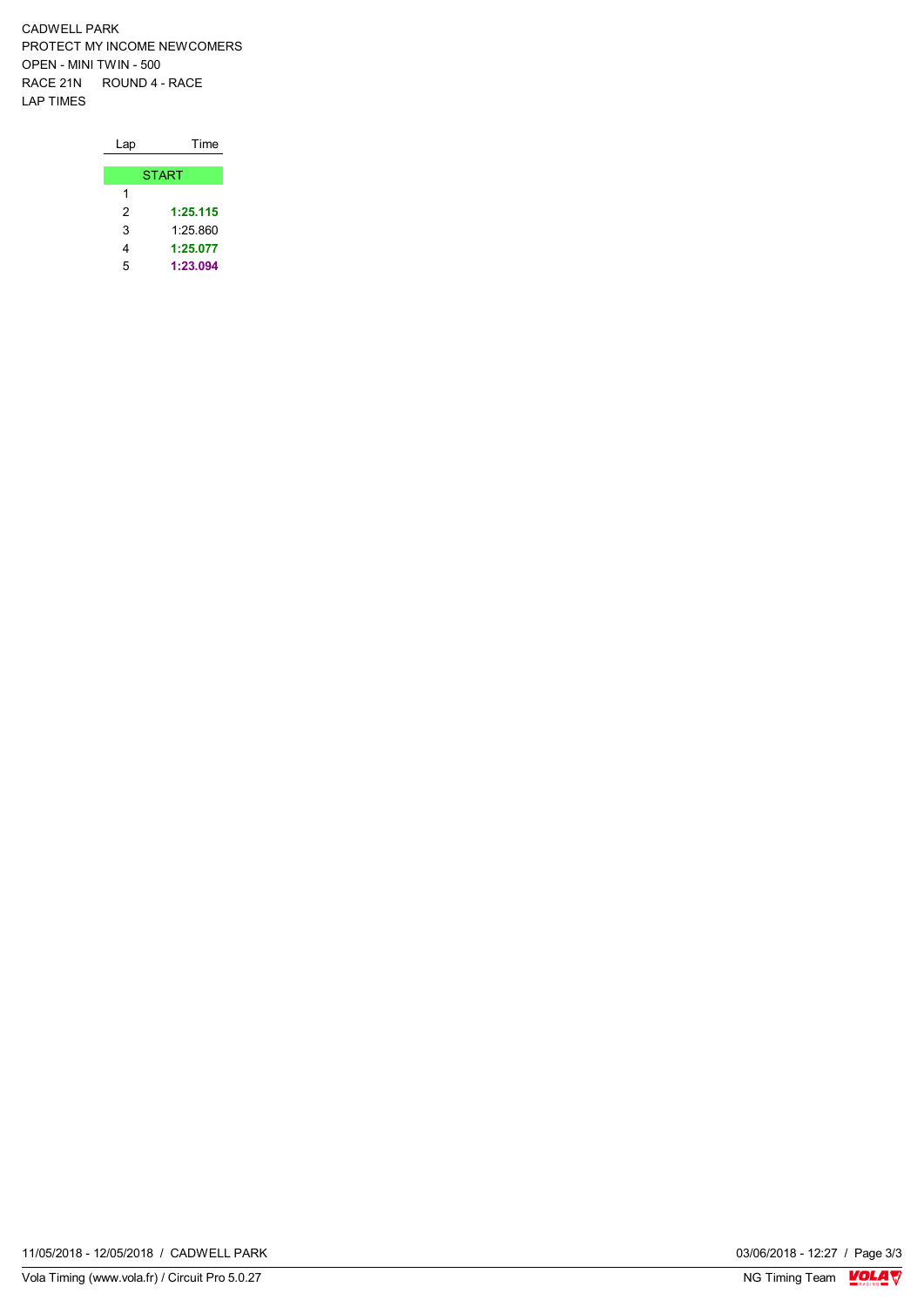CADWELL PARK
PROTECT MY INCOME NEWCOMERS
OPEN - MINI TWIN - 500
RACE 21N ROUND 4 - RACE
LAP TIMES

| Lap | Time |
|---|---|
| START | |
| 1 | |
| 2 | **1:25.115** |
| 3 | 1:25.860 |
| 4 | **1:25.077** |
| 5 | **1:23.094** |

11/05/2018 - 12/05/2018 / CADWELL PARK

03/06/2018 - 12:27

Vola Timing (www.vola.fr) / Circuit Pro 5.0.27

NG Timing Team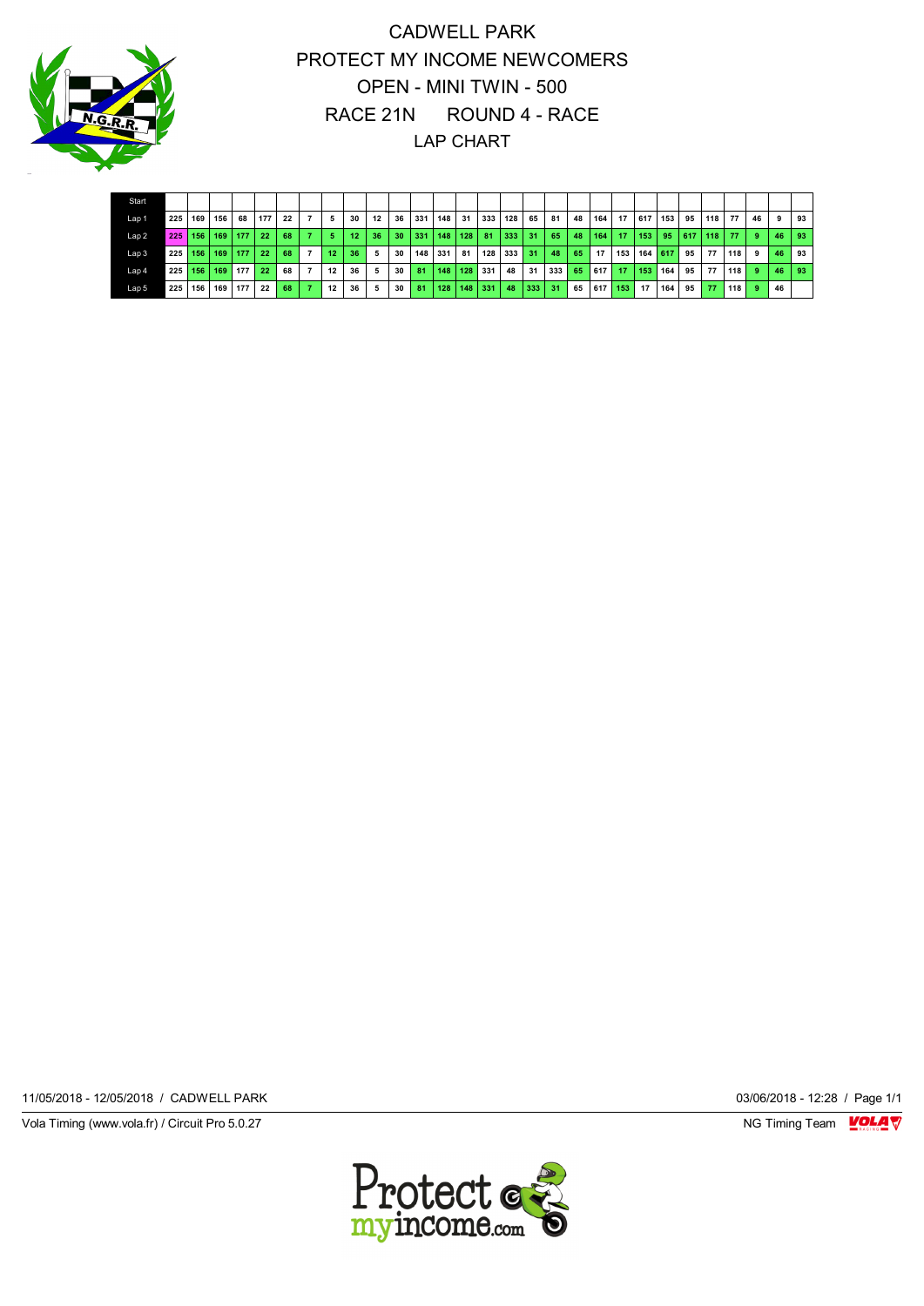# CADWELL PARK
## PROTECT MY INCOME NEWCOMERS
## OPEN - MINI TWIN - 500
## RACE 21N ROUND 4 - RACE
## LAP CHART

| | | | | | | | | | | | | | | | | | | | | | | | | | | | | | |
|---|---|---|---|---|---|---|---|---|---|---|---|---|---|---|---|---|---|---|---|---|---|---|---|---|---|---|---|---|---|
| Start | | | | | | | | | | | | | | | | | | | | | | | | | | | | | |
| Lap 1 | 225 | 169 | 156 | 68 | 177 | 22 | 7 | 5 | 30 | 12 | 36 | 331 | 148 | 31 | 333 | 128 | 65 | 81 | 48 | 164 | 17 | 617 | 153 | 95 | 118 | 77 | 46 | 9 | 93 |
| Lap 2 | 225 | 156 | 169 | 177 | 22 | 68 | 7 | 5 | 12 | 36 | 30 | 331 | 148 | 128 | 81 | 333 | 31 | 65 | 48 | 164 | 17 | 153 | 95 | 617 | 118 | 77 | 9 | 46 | 93 |
| Lap 3 | 225 | 156 | 169 | 177 | 22 | 68 | 7 | 12 | 36 | 5 | 30 | 148 | 331 | 81 | 128 | 333 | 31 | 48 | 65 | 17 | 153 | 164 | 617 | 95 | 77 | 118 | 9 | 46 | 93 |
| Lap 4 | 225 | 156 | 169 | 177 | 22 | 68 | 7 | 12 | 36 | 5 | 30 | 81 | 148 | 128 | 331 | 48 | 31 | 333 | 65 | 617 | 17 | 153 | 164 | 95 | 77 | 118 | 9 | 46 | 93 |
| Lap 5 | 225 | 156 | 169 | 177 | 22 | 68 | 7 | 12 | 36 | 5 | 30 | 81 | 128 | 148 | 331 | 48 | 333 | 31 | 65 | 617 | 153 | 17 | 164 | 95 | 77 | 118 | 9 | 46 | |

11/05/2018 - 12/05/2018 / CADWELL PARK

03/06/2018 - 12:28 / Page 1/1

Vola Timing (www.vola.fr) / Circuit Pro 5.0.27

NG Timing Team